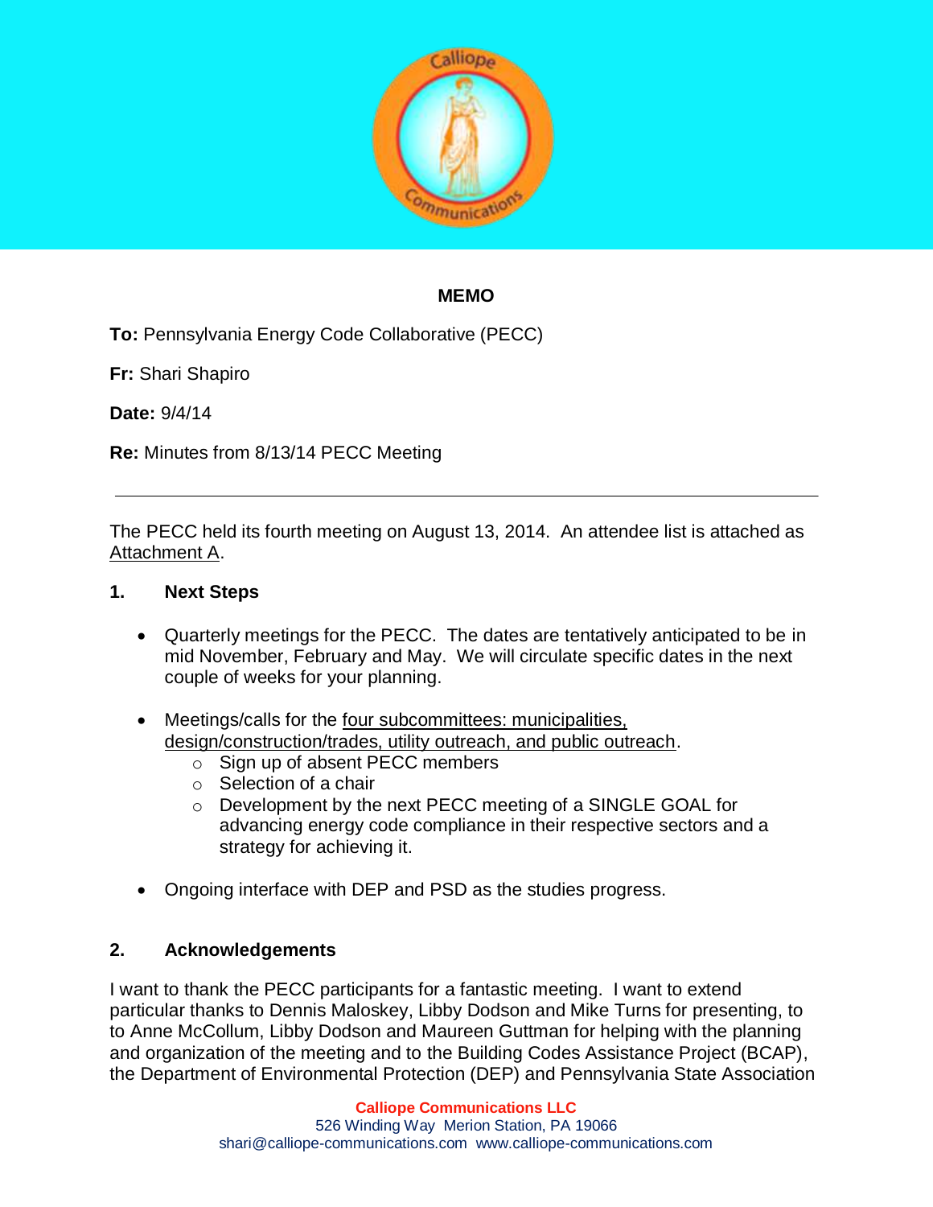**MEMO**

**To:** Pennsylvania Energy Code Collaborative (PECC)

**Fr:** Shari Shapiro

**Date:** 9/4/14

**Re:** Minutes from 8/13/14 PECC Meeting

---

The PECC held its fourth meeting on August 13, 2014. An attendee list is attached as Attachment A.

## 1. Next Steps

- Quarterly meetings for the PECC. The dates are tentatively anticipated to be in mid November, February and May. We will circulate specific dates in the next couple of weeks for your planning.

- Meetings/calls for the four subcommittees: municipalities, design/construction/trades, utility outreach, and public outreach.
  - Sign up of absent PECC members
  - Selection of a chair
  - Development by the next PECC meeting of a SINGLE GOAL for advancing energy code compliance in their respective sectors and a strategy for achieving it.

- Ongoing interface with DEP and PSD as the studies progress.

## 2. Acknowledgements

I want to thank the PECC participants for a fantastic meeting. I want to extend particular thanks to Dennis Maloskey, Libby Dodson and Mike Turns for presenting, to to Anne McCollum, Libby Dodson and Maureen Guttman for helping with the planning and organization of the meeting and to the Building Codes Assistance Project (BCAP), the Department of Environmental Protection (DEP) and Pennsylvania State Association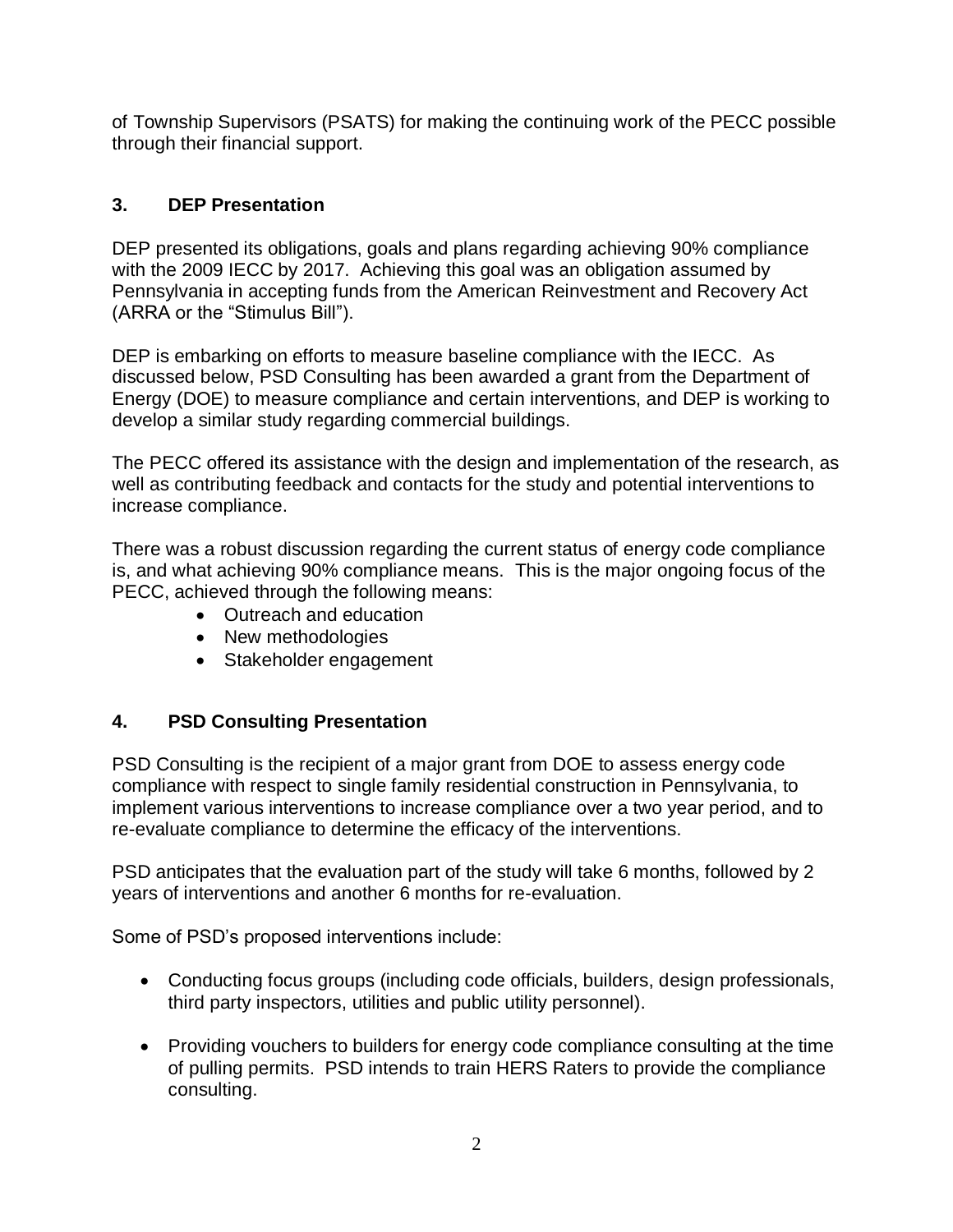of Township Supervisors (PSATS) for making the continuing work of the PECC possible through their financial support.

## 3. DEP Presentation

DEP presented its obligations, goals and plans regarding achieving 90% compliance with the 2009 IECC by 2017. Achieving this goal was an obligation assumed by Pennsylvania in accepting funds from the American Reinvestment and Recovery Act (ARRA or the "Stimulus Bill").

DEP is embarking on efforts to measure baseline compliance with the IECC. As discussed below, PSD Consulting has been awarded a grant from the Department of Energy (DOE) to measure compliance and certain interventions, and DEP is working to develop a similar study regarding commercial buildings.

The PECC offered its assistance with the design and implementation of the research, as well as contributing feedback and contacts for the study and potential interventions to increase compliance.

There was a robust discussion regarding the current status of energy code compliance is, and what achieving 90% compliance means. This is the major ongoing focus of the PECC, achieved through the following means:

- Outreach and education
- New methodologies
- Stakeholder engagement

## 4. PSD Consulting Presentation

PSD Consulting is the recipient of a major grant from DOE to assess energy code compliance with respect to single family residential construction in Pennsylvania, to implement various interventions to increase compliance over a two year period, and to re-evaluate compliance to determine the efficacy of the interventions.

PSD anticipates that the evaluation part of the study will take 6 months, followed by 2 years of interventions and another 6 months for re-evaluation.

Some of PSD's proposed interventions include:

- Conducting focus groups (including code officials, builders, design professionals, third party inspectors, utilities and public utility personnel).
- Providing vouchers to builders for energy code compliance consulting at the time of pulling permits. PSD intends to train HERS Raters to provide the compliance consulting.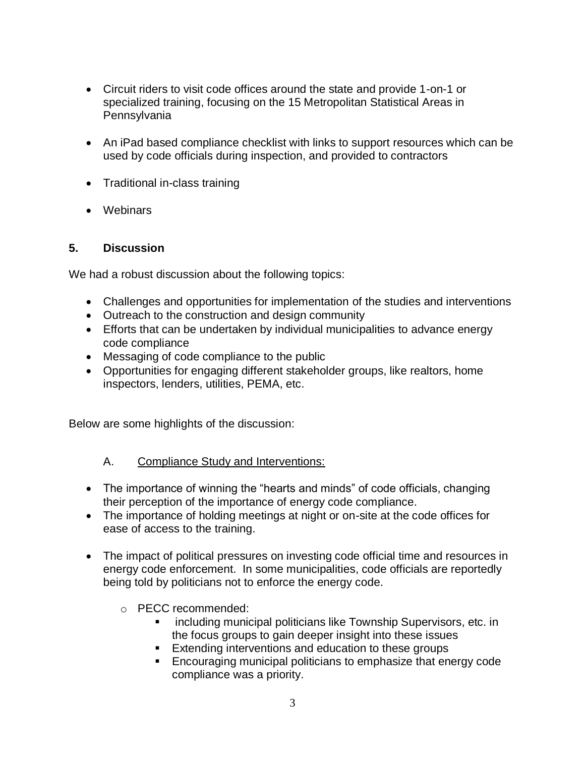- Circuit riders to visit code offices around the state and provide 1-on-1 or specialized training, focusing on the 15 Metropolitan Statistical Areas in Pennsylvania

- An iPad based compliance checklist with links to support resources which can be used by code officials during inspection, and provided to contractors

- Traditional in-class training

- Webinars

## 5. Discussion

We had a robust discussion about the following topics:

- Challenges and opportunities for implementation of the studies and interventions
- Outreach to the construction and design community
- Efforts that can be undertaken by individual municipalities to advance energy code compliance
- Messaging of code compliance to the public
- Opportunities for engaging different stakeholder groups, like realtors, home inspectors, lenders, utilities, PEMA, etc.

Below are some highlights of the discussion:

### A. Compliance Study and Interventions:

- The importance of winning the "hearts and minds" of code officials, changing their perception of the importance of energy code compliance.
- The importance of holding meetings at night or on-site at the code offices for ease of access to the training.
- The impact of political pressures on investing code official time and resources in energy code enforcement. In some municipalities, code officials are reportedly being told by politicians not to enforce the energy code.
  - PECC recommended:
    - including municipal politicians like Township Supervisors, etc. in the focus groups to gain deeper insight into these issues
    - Extending interventions and education to these groups
    - Encouraging municipal politicians to emphasize that energy code compliance was a priority.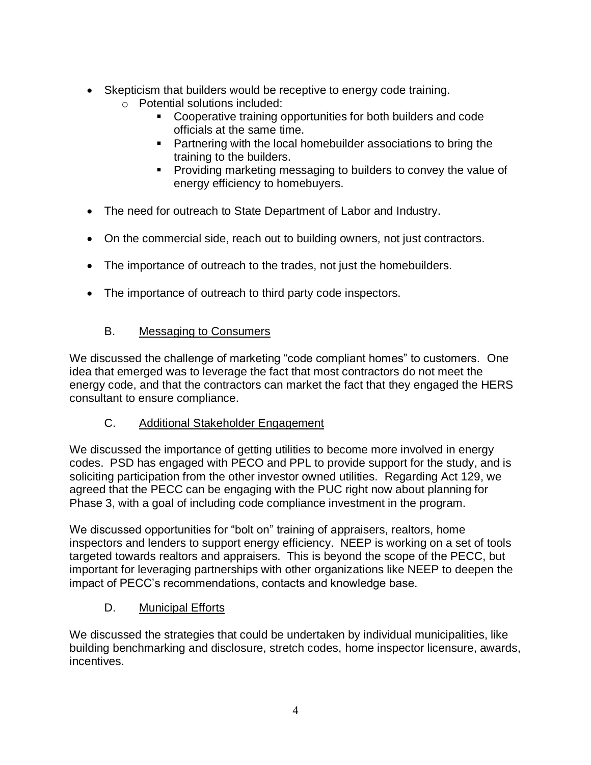- Skepticism that builders would be receptive to energy code training.
  - Potential solutions included:
    - Cooperative training opportunities for both builders and code officials at the same time.
    - Partnering with the local homebuilder associations to bring the training to the builders.
    - Providing marketing messaging to builders to convey the value of energy efficiency to homebuyers.

- The need for outreach to State Department of Labor and Industry.

- On the commercial side, reach out to building owners, not just contractors.

- The importance of outreach to the trades, not just the homebuilders.

- The importance of outreach to third party code inspectors.

### B. Messaging to Consumers

We discussed the challenge of marketing "code compliant homes" to customers. One idea that emerged was to leverage the fact that most contractors do not meet the energy code, and that the contractors can market the fact that they engaged the HERS consultant to ensure compliance.

### C. Additional Stakeholder Engagement

We discussed the importance of getting utilities to become more involved in energy codes. PSD has engaged with PECO and PPL to provide support for the study, and is soliciting participation from the other investor owned utilities. Regarding Act 129, we agreed that the PECC can be engaging with the PUC right now about planning for Phase 3, with a goal of including code compliance investment in the program.

We discussed opportunities for "bolt on" training of appraisers, realtors, home inspectors and lenders to support energy efficiency. NEEP is working on a set of tools targeted towards realtors and appraisers. This is beyond the scope of the PECC, but important for leveraging partnerships with other organizations like NEEP to deepen the impact of PECC's recommendations, contacts and knowledge base.

### D. Municipal Efforts

We discussed the strategies that could be undertaken by individual municipalities, like building benchmarking and disclosure, stretch codes, home inspector licensure, awards, incentives.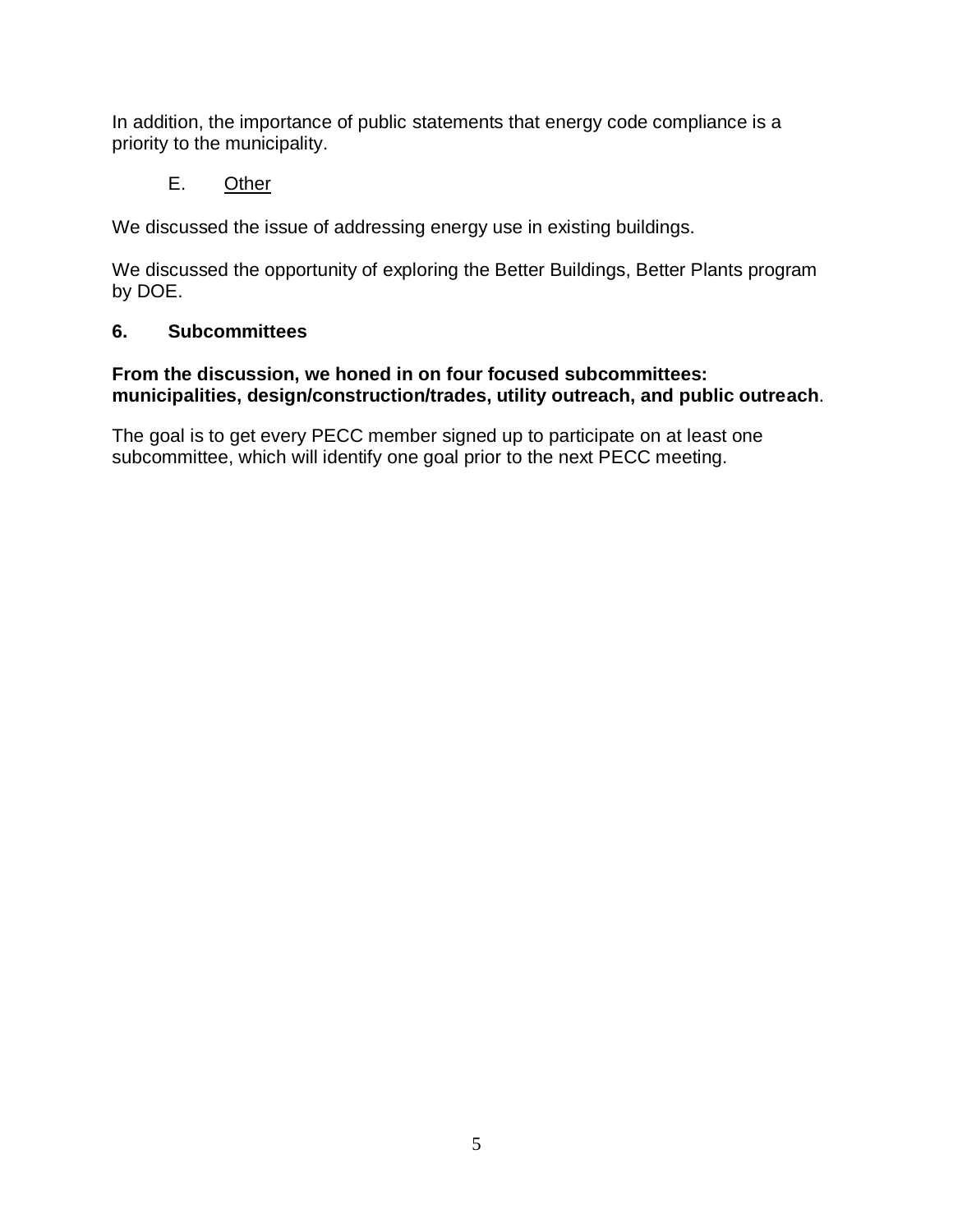In addition, the importance of public statements that energy code compliance is a priority to the municipality.

E. Other

We discussed the issue of addressing energy use in existing buildings.

We discussed the opportunity of exploring the Better Buildings, Better Plants program by DOE.

## 6. Subcommittees

**From the discussion, we honed in on four focused subcommittees: municipalities, design/construction/trades, utility outreach, and public outreach**.

The goal is to get every PECC member signed up to participate on at least one subcommittee, which will identify one goal prior to the next PECC meeting.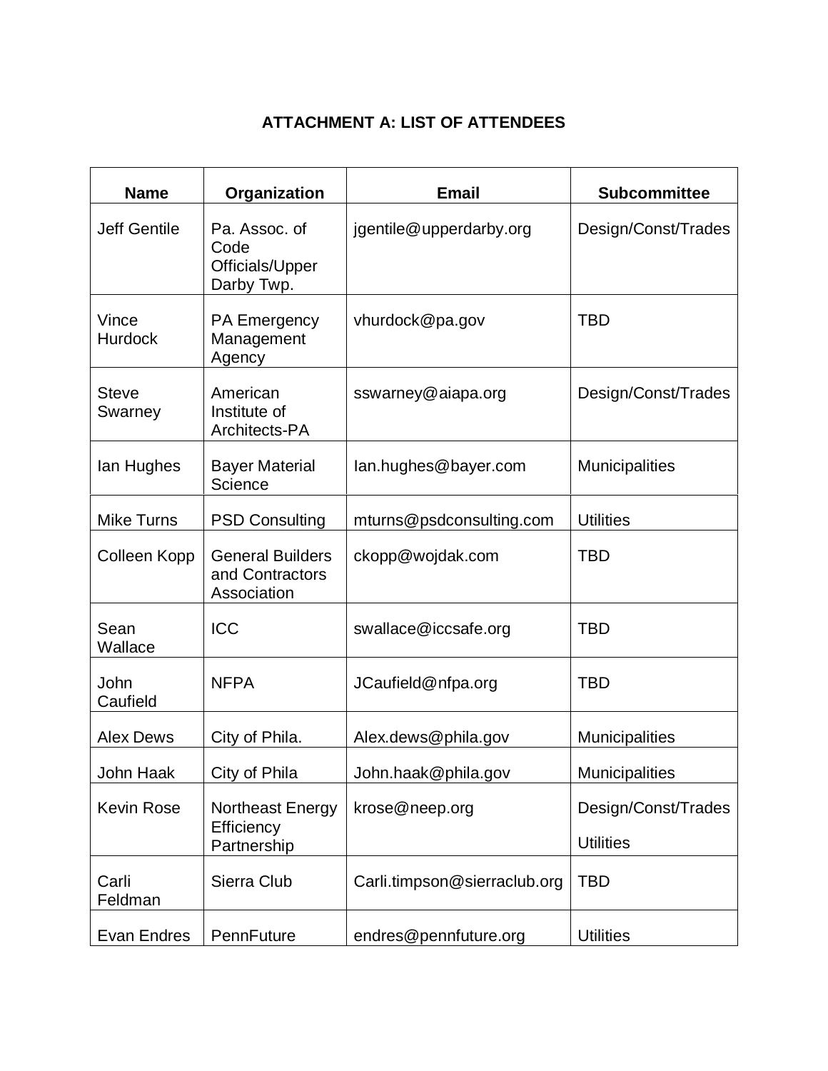## ATTACHMENT A: LIST OF ATTENDEES

| Name | Organization | Email | Subcommittee |
|---|---|---|---|
| Jeff Gentile | Pa. Assoc. of Code Officials/Upper Darby Twp. | jgentile@upperdarby.org | Design/Const/Trades |
| Vince Hurdock | PA Emergency Management Agency | vhurdock@pa.gov | TBD |
| Steve Swarney | American Institute of Architects-PA | sswarney@aiapa.org | Design/Const/Trades |
| Ian Hughes | Bayer Material Science | Ian.hughes@bayer.com | Municipalities |
| Mike Turns | PSD Consulting | mturns@psdconsulting.com | Utilities |
| Colleen Kopp | General Builders and Contractors Association | ckopp@wojdak.com | TBD |
| Sean Wallace | ICC | swallace@iccsafe.org | TBD |
| John Caufield | NFPA | JCaufield@nfpa.org | TBD |
| Alex Dews | City of Phila. | Alex.dews@phila.gov | Municipalities |
| John Haak | City of Phila | John.haak@phila.gov | Municipalities |
| Kevin Rose | Northeast Energy Efficiency Partnership | krose@neep.org | Design/Const/Trades<br>Utilities |
| Carli Feldman | Sierra Club | Carli.timpson@sierraclub.org | TBD |
| Evan Endres | PennFuture | endres@pennfuture.org | Utilities |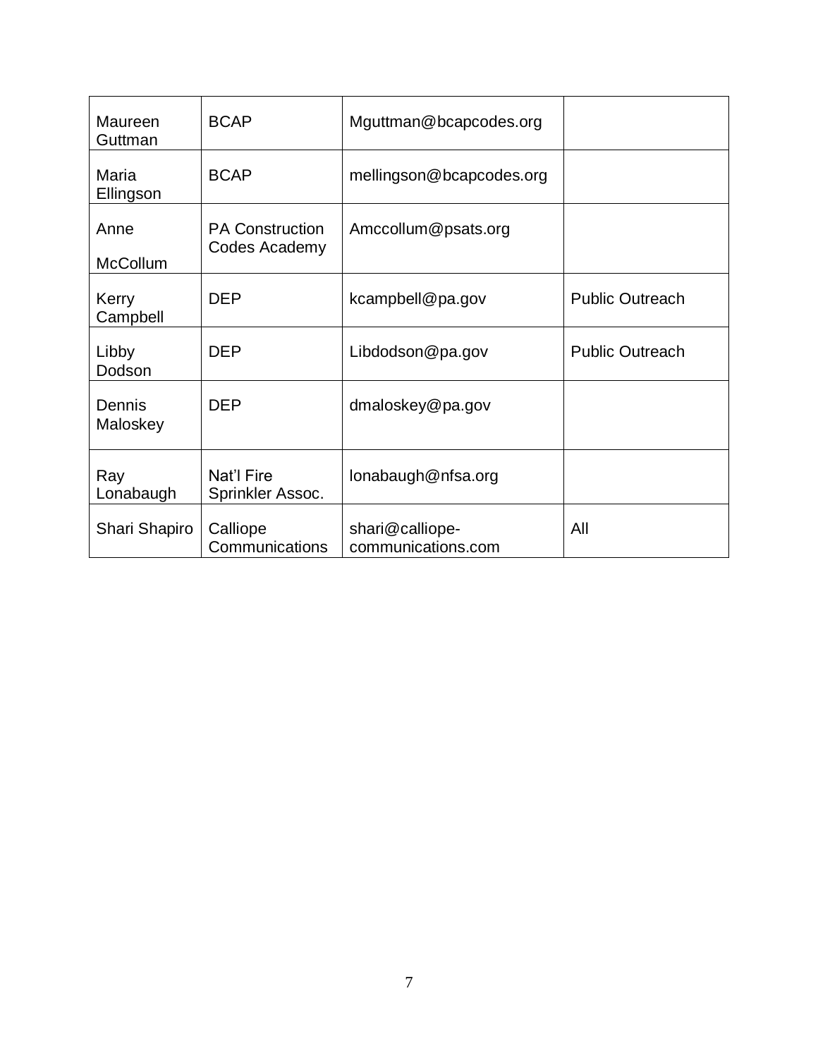| | | | |
|---|---|---|---|
| Maureen Guttman | BCAP | Mguttman@bcapcodes.org | |
| Maria Ellingson | BCAP | mellingson@bcapcodes.org | |
| Anne McCollum | PA Construction Codes Academy | Amccollum@psats.org | |
| Kerry Campbell | DEP | kcampbell@pa.gov | Public Outreach |
| Libby Dodson | DEP | Libdodson@pa.gov | Public Outreach |
| Dennis Maloskey | DEP | dmaloskey@pa.gov | |
| Ray Lonabaugh | Nat'l Fire Sprinkler Assoc. | lonabaugh@nfsa.org | |
| Shari Shapiro | Calliope Communications | shari@calliope-communications.com | All |